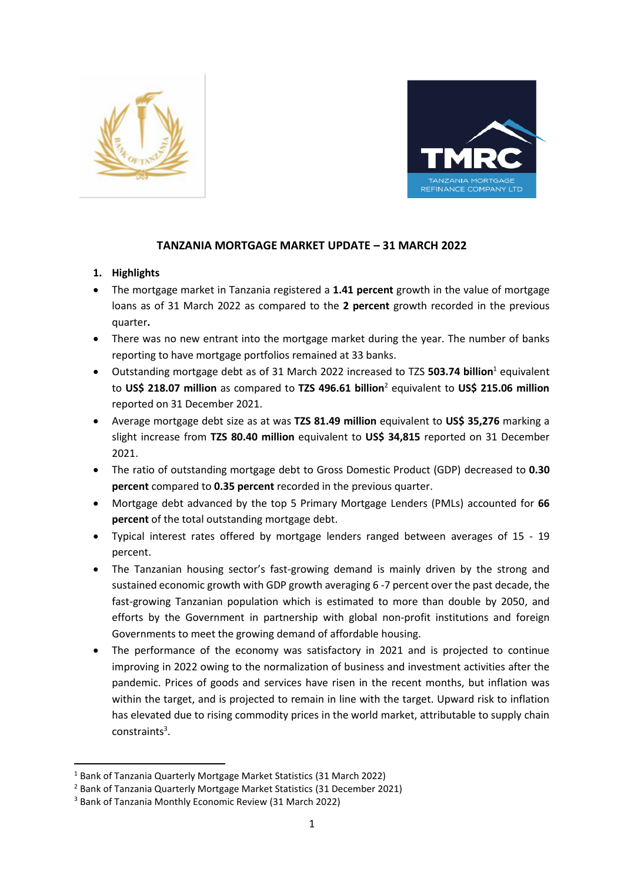# TANZANIA MORTGAGE MARKET UPDATE – 31 MARCH 2022

## 1. Highlights

- The mortgage market in Tanzania registered a **1.41 percent** growth in the value of mortgage loans as of 31 March 2022 as compared to the **2 percent** growth recorded in the previous quarter**.**
- There was no new entrant into the mortgage market during the year. The number of banks reporting to have mortgage portfolios remained at 33 banks.
- Outstanding mortgage debt as of 31 March 2022 increased to TZS **503.74 billion**[1] equivalent to **US$ 218.07 million** as compared to **TZS 496.61 billion**[2] equivalent to **US$ 215.06 million** reported on 31 December 2021.
- Average mortgage debt size as at was **TZS 81.49 million** equivalent to **US$ 35,276** marking a slight increase from **TZS 80.40 million** equivalent to **US$ 34,815** reported on 31 December 2021.
- The ratio of outstanding mortgage debt to Gross Domestic Product (GDP) decreased to **0.30 percent** compared to **0.35 percent** recorded in the previous quarter.
- Mortgage debt advanced by the top 5 Primary Mortgage Lenders (PMLs) accounted for **66 percent** of the total outstanding mortgage debt.
- Typical interest rates offered by mortgage lenders ranged between averages of 15 - 19 percent.
- The Tanzanian housing sector's fast-growing demand is mainly driven by the strong and sustained economic growth with GDP growth averaging 6 -7 percent over the past decade, the fast-growing Tanzanian population which is estimated to more than double by 2050, and efforts by the Government in partnership with global non-profit institutions and foreign Governments to meet the growing demand of affordable housing.
- The performance of the economy was satisfactory in 2021 and is projected to continue improving in 2022 owing to the normalization of business and investment activities after the pandemic. Prices of goods and services have risen in the recent months, but inflation was within the target, and is projected to remain in line with the target. Upward risk to inflation has elevated due to rising commodity prices in the world market, attributable to supply chain constraints[3].

---

[1] Bank of Tanzania Quarterly Mortgage Market Statistics (31 March 2022)

[2] Bank of Tanzania Quarterly Mortgage Market Statistics (31 December 2021)

[3] Bank of Tanzania Monthly Economic Review (31 March 2022)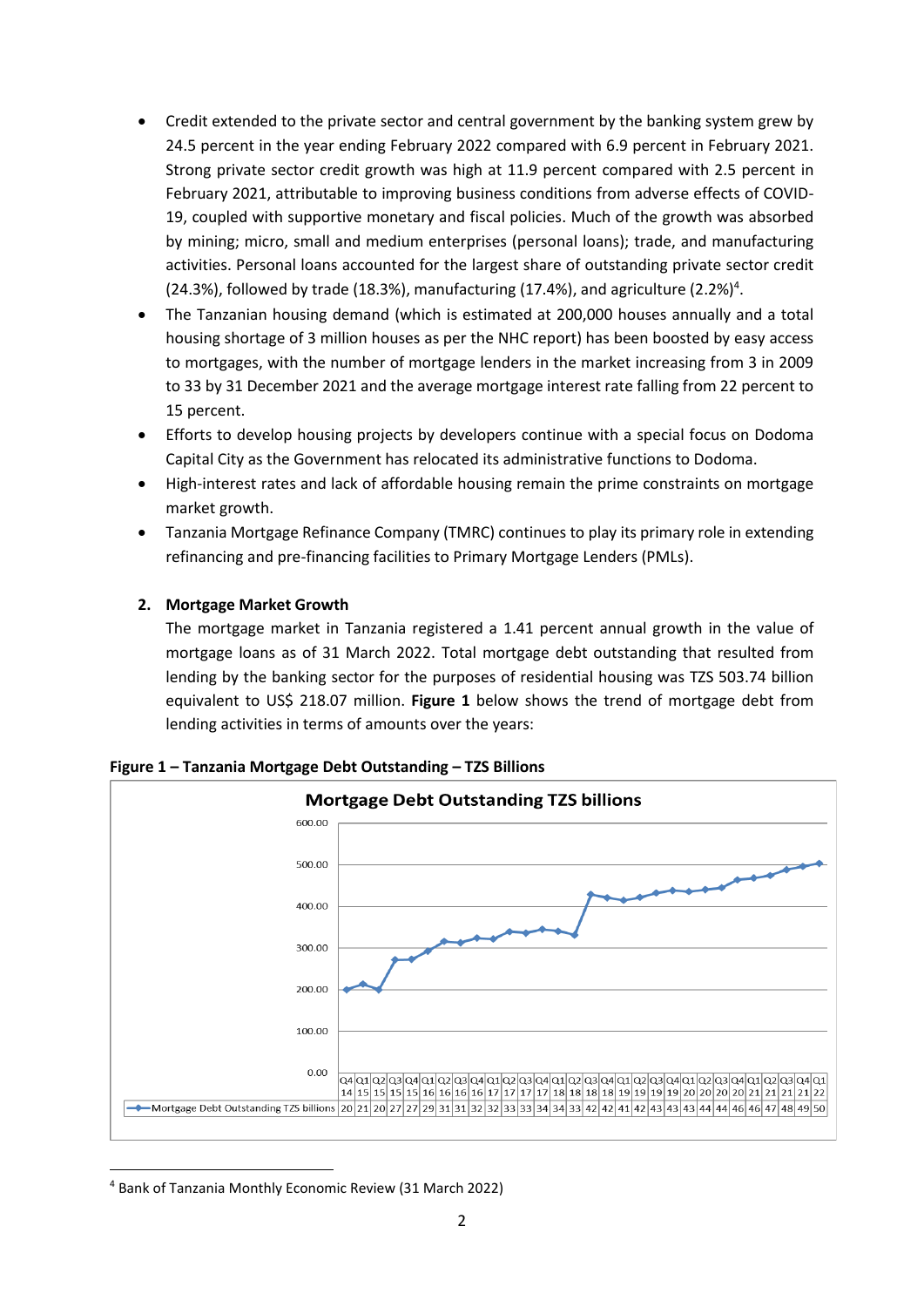- Credit extended to the private sector and central government by the banking system grew by 24.5 percent in the year ending February 2022 compared with 6.9 percent in February 2021. Strong private sector credit growth was high at 11.9 percent compared with 2.5 percent in February 2021, attributable to improving business conditions from adverse effects of COVID-19, coupled with supportive monetary and fiscal policies. Much of the growth was absorbed by mining; micro, small and medium enterprises (personal loans); trade, and manufacturing activities. Personal loans accounted for the largest share of outstanding private sector credit (24.3%), followed by trade (18.3%), manufacturing (17.4%), and agriculture (2.2%)[4].
- The Tanzanian housing demand (which is estimated at 200,000 houses annually and a total housing shortage of 3 million houses as per the NHC report) has been boosted by easy access to mortgages, with the number of mortgage lenders in the market increasing from 3 in 2009 to 33 by 31 December 2021 and the average mortgage interest rate falling from 22 percent to 15 percent.
- Efforts to develop housing projects by developers continue with a special focus on Dodoma Capital City as the Government has relocated its administrative functions to Dodoma.
- High-interest rates and lack of affordable housing remain the prime constraints on mortgage market growth.
- Tanzania Mortgage Refinance Company (TMRC) continues to play its primary role in extending refinancing and pre-financing facilities to Primary Mortgage Lenders (PMLs).

## 2. Mortgage Market Growth

The mortgage market in Tanzania registered a 1.41 percent annual growth in the value of mortgage loans as of 31 March 2022. Total mortgage debt outstanding that resulted from lending by the banking sector for the purposes of residential housing was TZS 503.74 billion equivalent to US$ 218.07 million. **Figure 1** below shows the trend of mortgage debt from lending activities in terms of amounts over the years:

**Figure 1 – Tanzania Mortgage Debt Outstanding – TZS Billions**

Mortgage Debt Outstanding TZS billions

| | Q4 14 | Q1 15 | Q2 15 | Q3 15 | Q4 15 | Q1 16 | Q2 16 | Q3 16 | Q4 16 | Q1 17 | Q2 17 | Q3 17 | Q4 17 | Q1 18 | Q2 18 | Q3 18 | Q4 18 | Q1 19 | Q2 19 | Q3 19 | Q4 19 | Q1 20 | Q2 20 | Q3 20 | Q4 20 | Q1 21 | Q2 21 | Q3 21 | Q4 21 | Q1 22 |
|---|---|---|---|---|---|---|---|---|---|---|---|---|---|---|---|---|---|---|---|---|---|---|---|---|---|---|---|---|---|---|
| Mortgage Debt Outstanding TZS billions | 20 | 21 | 20 | 27 | 27 | 29 | 31 | 31 | 32 | 32 | 33 | 33 | 34 | 34 | 33 | 42 | 42 | 41 | 42 | 43 | 43 | 43 | 44 | 44 | 46 | 46 | 47 | 48 | 49 | 50 |

[4] Bank of Tanzania Monthly Economic Review (31 March 2022)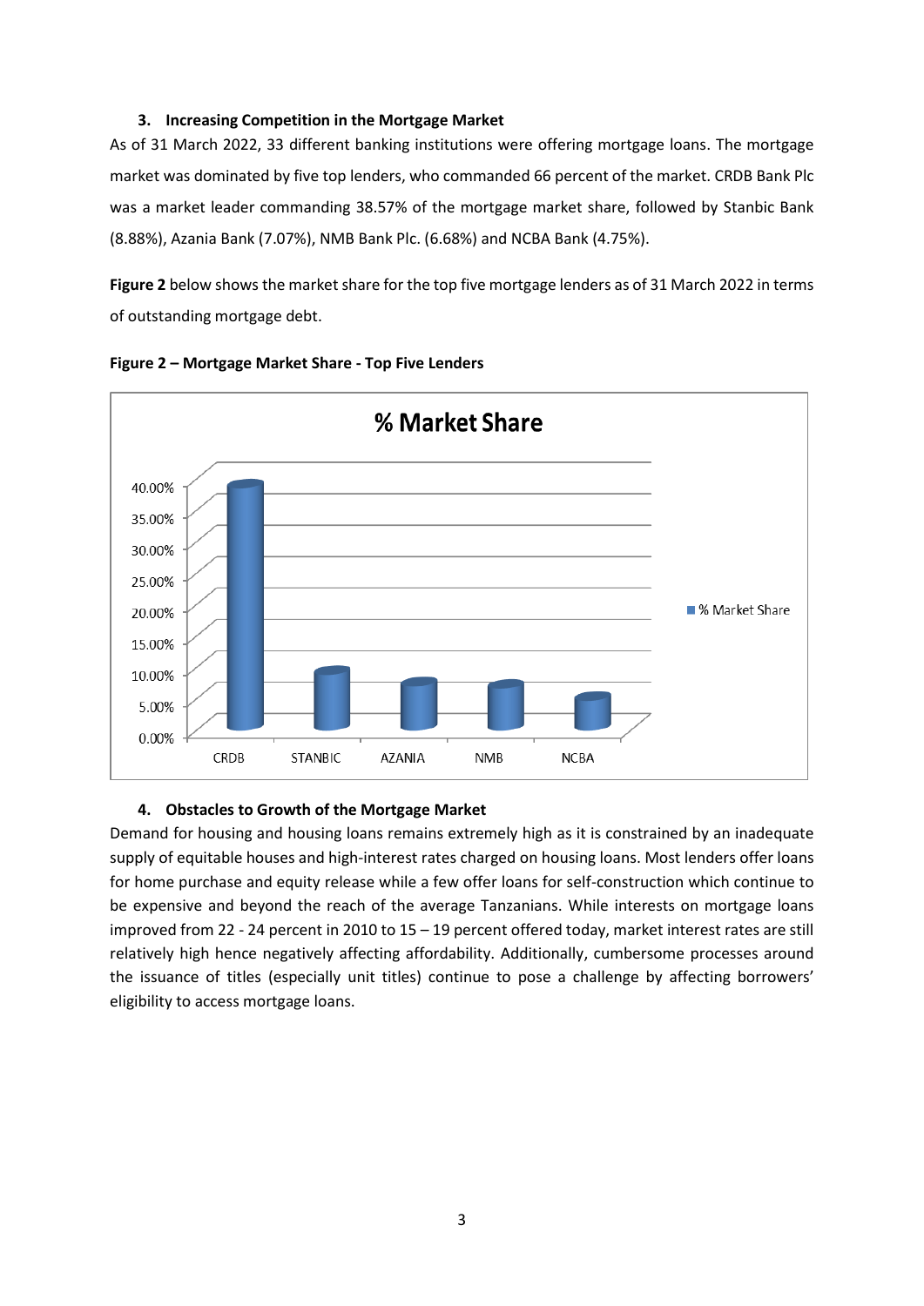### 3. Increasing Competition in the Mortgage Market

As of 31 March 2022, 33 different banking institutions were offering mortgage loans. The mortgage market was dominated by five top lenders, who commanded 66 percent of the market. CRDB Bank Plc was a market leader commanding 38.57% of the mortgage market share, followed by Stanbic Bank (8.88%), Azania Bank (7.07%), NMB Bank Plc. (6.68%) and NCBA Bank (4.75%).

**Figure 2** below shows the market share for the top five mortgage lenders as of 31 March 2022 in terms of outstanding mortgage debt.

**Figure 2 – Mortgage Market Share - Top Five Lenders**

### 4. Obstacles to Growth of the Mortgage Market

Demand for housing and housing loans remains extremely high as it is constrained by an inadequate supply of equitable houses and high-interest rates charged on housing loans. Most lenders offer loans for home purchase and equity release while a few offer loans for self-construction which continue to be expensive and beyond the reach of the average Tanzanians. While interests on mortgage loans improved from 22 - 24 percent in 2010 to 15 – 19 percent offered today, market interest rates are still relatively high hence negatively affecting affordability. Additionally, cumbersome processes around the issuance of titles (especially unit titles) continue to pose a challenge by affecting borrowers' eligibility to access mortgage loans.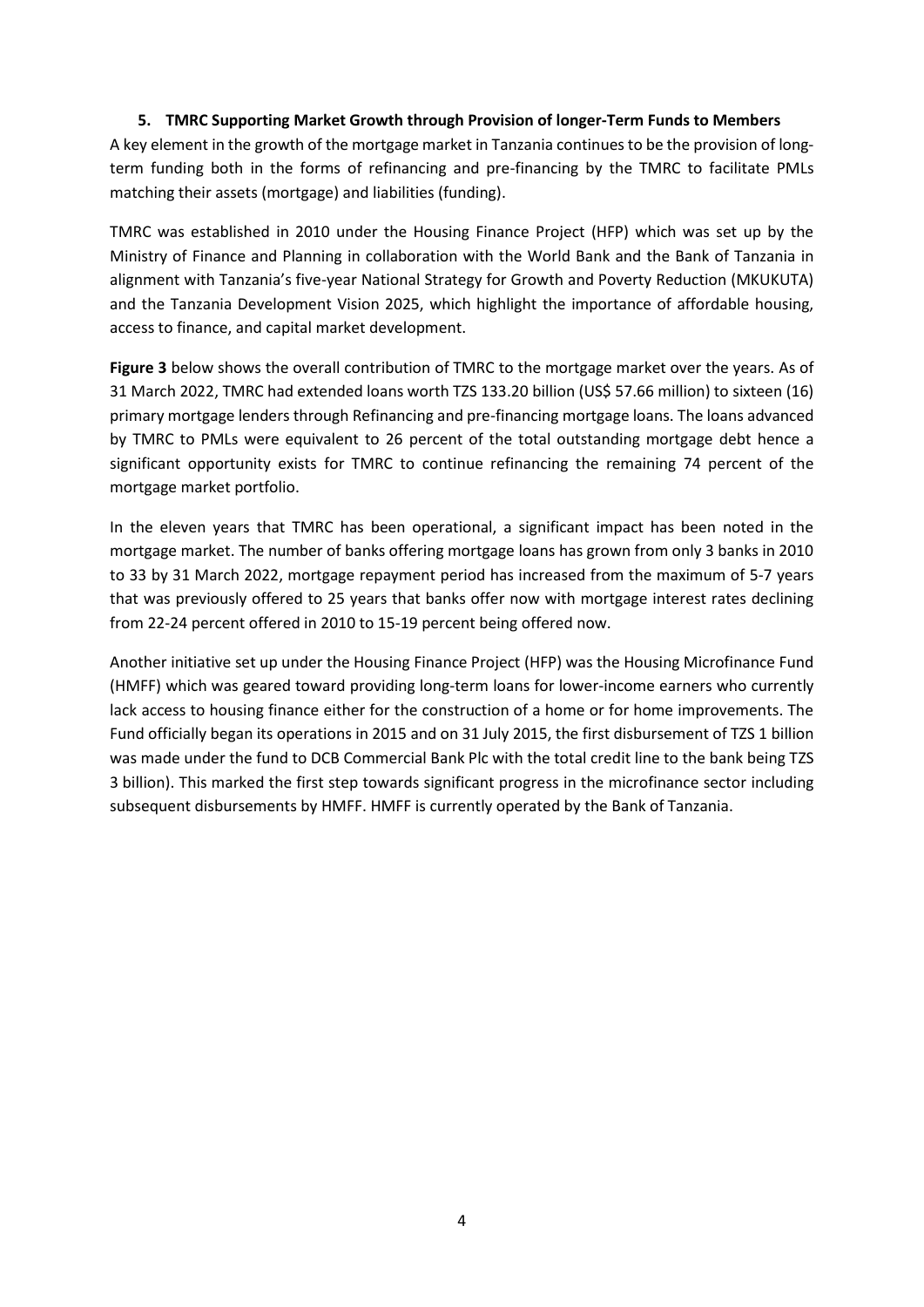## 5. TMRC Supporting Market Growth through Provision of longer-Term Funds to Members

A key element in the growth of the mortgage market in Tanzania continues to be the provision of long-term funding both in the forms of refinancing and pre-financing by the TMRC to facilitate PMLs matching their assets (mortgage) and liabilities (funding).

TMRC was established in 2010 under the Housing Finance Project (HFP) which was set up by the Ministry of Finance and Planning in collaboration with the World Bank and the Bank of Tanzania in alignment with Tanzania's five-year National Strategy for Growth and Poverty Reduction (MKUKUTA) and the Tanzania Development Vision 2025, which highlight the importance of affordable housing, access to finance, and capital market development.

**Figure 3** below shows the overall contribution of TMRC to the mortgage market over the years. As of 31 March 2022, TMRC had extended loans worth TZS 133.20 billion (US$ 57.66 million) to sixteen (16) primary mortgage lenders through Refinancing and pre-financing mortgage loans. The loans advanced by TMRC to PMLs were equivalent to 26 percent of the total outstanding mortgage debt hence a significant opportunity exists for TMRC to continue refinancing the remaining 74 percent of the mortgage market portfolio.

In the eleven years that TMRC has been operational, a significant impact has been noted in the mortgage market. The number of banks offering mortgage loans has grown from only 3 banks in 2010 to 33 by 31 March 2022, mortgage repayment period has increased from the maximum of 5-7 years that was previously offered to 25 years that banks offer now with mortgage interest rates declining from 22-24 percent offered in 2010 to 15-19 percent being offered now.

Another initiative set up under the Housing Finance Project (HFP) was the Housing Microfinance Fund (HMFF) which was geared toward providing long-term loans for lower-income earners who currently lack access to housing finance either for the construction of a home or for home improvements. The Fund officially began its operations in 2015 and on 31 July 2015, the first disbursement of TZS 1 billion was made under the fund to DCB Commercial Bank Plc with the total credit line to the bank being TZS 3 billion). This marked the first step towards significant progress in the microfinance sector including subsequent disbursements by HMFF. HMFF is currently operated by the Bank of Tanzania.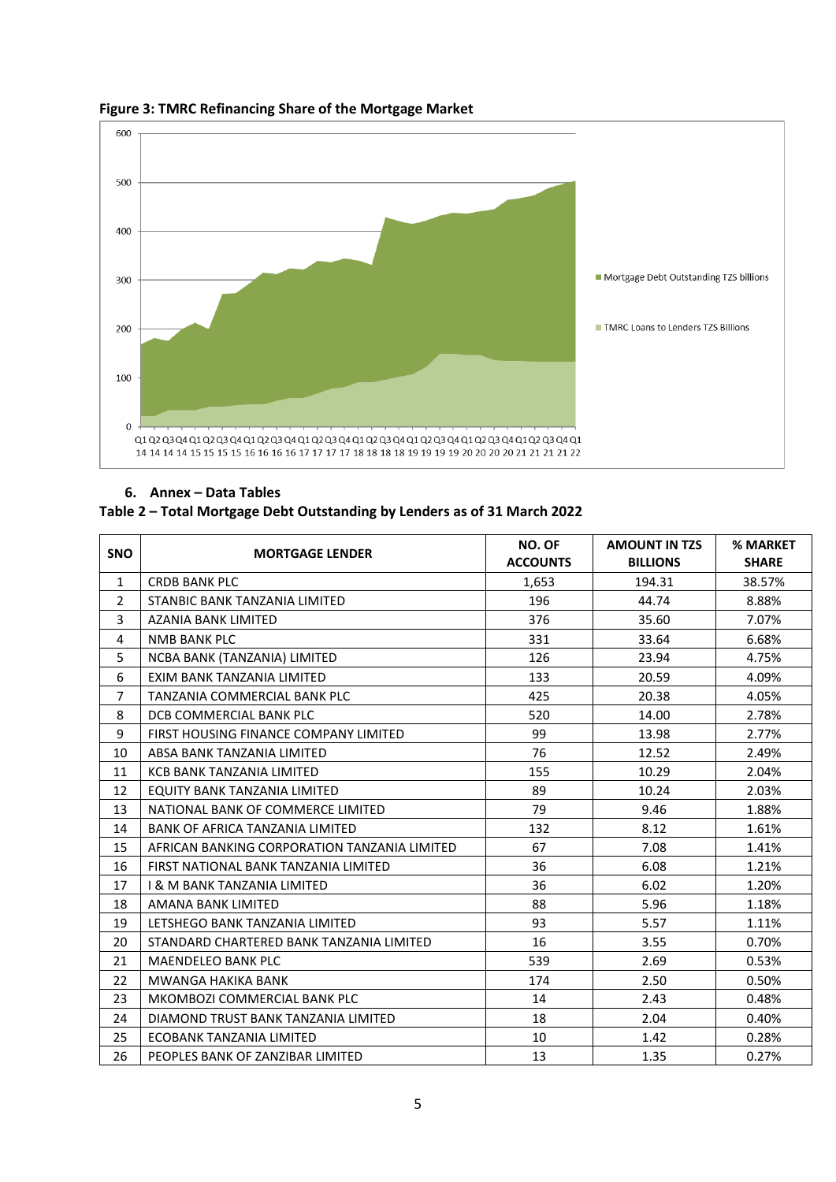**Figure 3: TMRC Refinancing Share of the Mortgage Market**

## 6. Annex – Data Tables

**Table 2 – Total Mortgage Debt Outstanding by Lenders as of 31 March 2022**

| SNO | MORTGAGE LENDER | NO. OF ACCOUNTS | AMOUNT IN TZS BILLIONS | % MARKET SHARE |
|---|---|---|---|---|
| 1 | CRDB BANK PLC | 1,653 | 194.31 | 38.57% |
| 2 | STANBIC BANK TANZANIA LIMITED | 196 | 44.74 | 8.88% |
| 3 | AZANIA BANK LIMITED | 376 | 35.60 | 7.07% |
| 4 | NMB BANK PLC | 331 | 33.64 | 6.68% |
| 5 | NCBA BANK (TANZANIA) LIMITED | 126 | 23.94 | 4.75% |
| 6 | EXIM BANK TANZANIA LIMITED | 133 | 20.59 | 4.09% |
| 7 | TANZANIA COMMERCIAL BANK PLC | 425 | 20.38 | 4.05% |
| 8 | DCB COMMERCIAL BANK PLC | 520 | 14.00 | 2.78% |
| 9 | FIRST HOUSING FINANCE COMPANY LIMITED | 99 | 13.98 | 2.77% |
| 10 | ABSA BANK TANZANIA LIMITED | 76 | 12.52 | 2.49% |
| 11 | KCB BANK TANZANIA LIMITED | 155 | 10.29 | 2.04% |
| 12 | EQUITY BANK TANZANIA LIMITED | 89 | 10.24 | 2.03% |
| 13 | NATIONAL BANK OF COMMERCE LIMITED | 79 | 9.46 | 1.88% |
| 14 | BANK OF AFRICA TANZANIA LIMITED | 132 | 8.12 | 1.61% |
| 15 | AFRICAN BANKING CORPORATION TANZANIA LIMITED | 67 | 7.08 | 1.41% |
| 16 | FIRST NATIONAL BANK TANZANIA LIMITED | 36 | 6.08 | 1.21% |
| 17 | I & M BANK TANZANIA LIMITED | 36 | 6.02 | 1.20% |
| 18 | AMANA BANK LIMITED | 88 | 5.96 | 1.18% |
| 19 | LETSHEGO BANK TANZANIA LIMITED | 93 | 5.57 | 1.11% |
| 20 | STANDARD CHARTERED BANK TANZANIA LIMITED | 16 | 3.55 | 0.70% |
| 21 | MAENDELEO BANK PLC | 539 | 2.69 | 0.53% |
| 22 | MWANGA HAKIKA BANK | 174 | 2.50 | 0.50% |
| 23 | MKOMBOZI COMMERCIAL BANK PLC | 14 | 2.43 | 0.48% |
| 24 | DIAMOND TRUST BANK TANZANIA LIMITED | 18 | 2.04 | 0.40% |
| 25 | ECOBANK TANZANIA LIMITED | 10 | 1.42 | 0.28% |
| 26 | PEOPLES BANK OF ZANZIBAR LIMITED | 13 | 1.35 | 0.27% |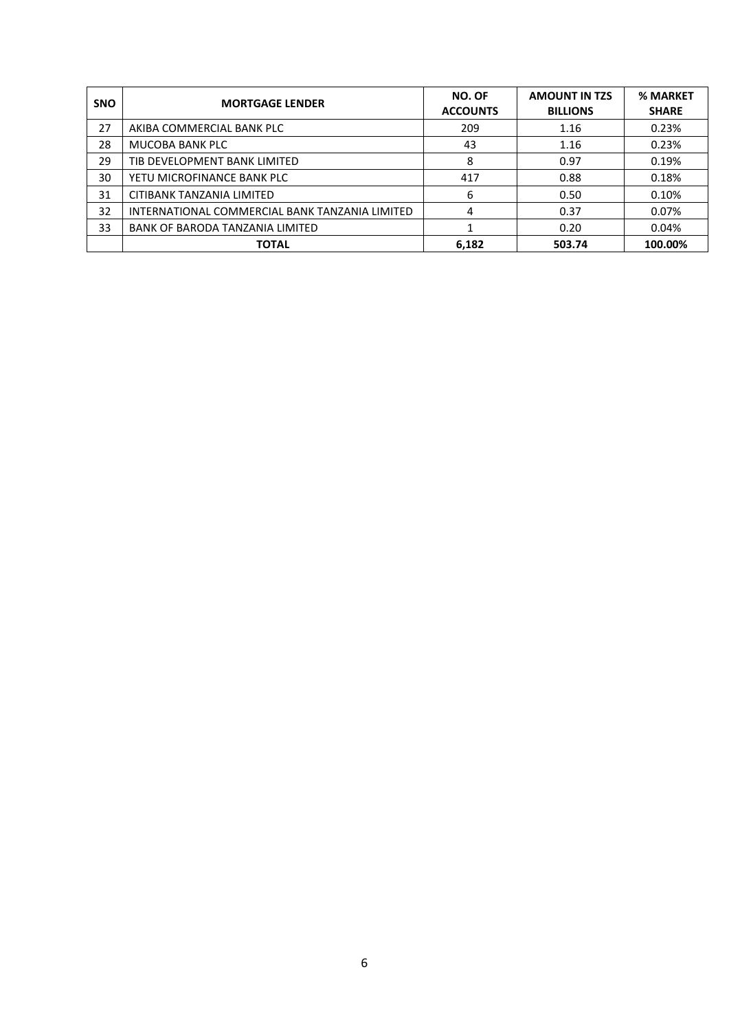| SNO | MORTGAGE LENDER | NO. OF ACCOUNTS | AMOUNT IN TZS BILLIONS | % MARKET SHARE |
|---|---|---|---|---|
| 27 | AKIBA COMMERCIAL BANK PLC | 209 | 1.16 | 0.23% |
| 28 | MUCOBA BANK PLC | 43 | 1.16 | 0.23% |
| 29 | TIB DEVELOPMENT BANK LIMITED | 8 | 0.97 | 0.19% |
| 30 | YETU MICROFINANCE BANK PLC | 417 | 0.88 | 0.18% |
| 31 | CITIBANK TANZANIA LIMITED | 6 | 0.50 | 0.10% |
| 32 | INTERNATIONAL COMMERCIAL BANK TANZANIA LIMITED | 4 | 0.37 | 0.07% |
| 33 | BANK OF BARODA TANZANIA LIMITED | 1 | 0.20 | 0.04% |
| | **TOTAL** | **6,182** | **503.74** | **100.00%** |